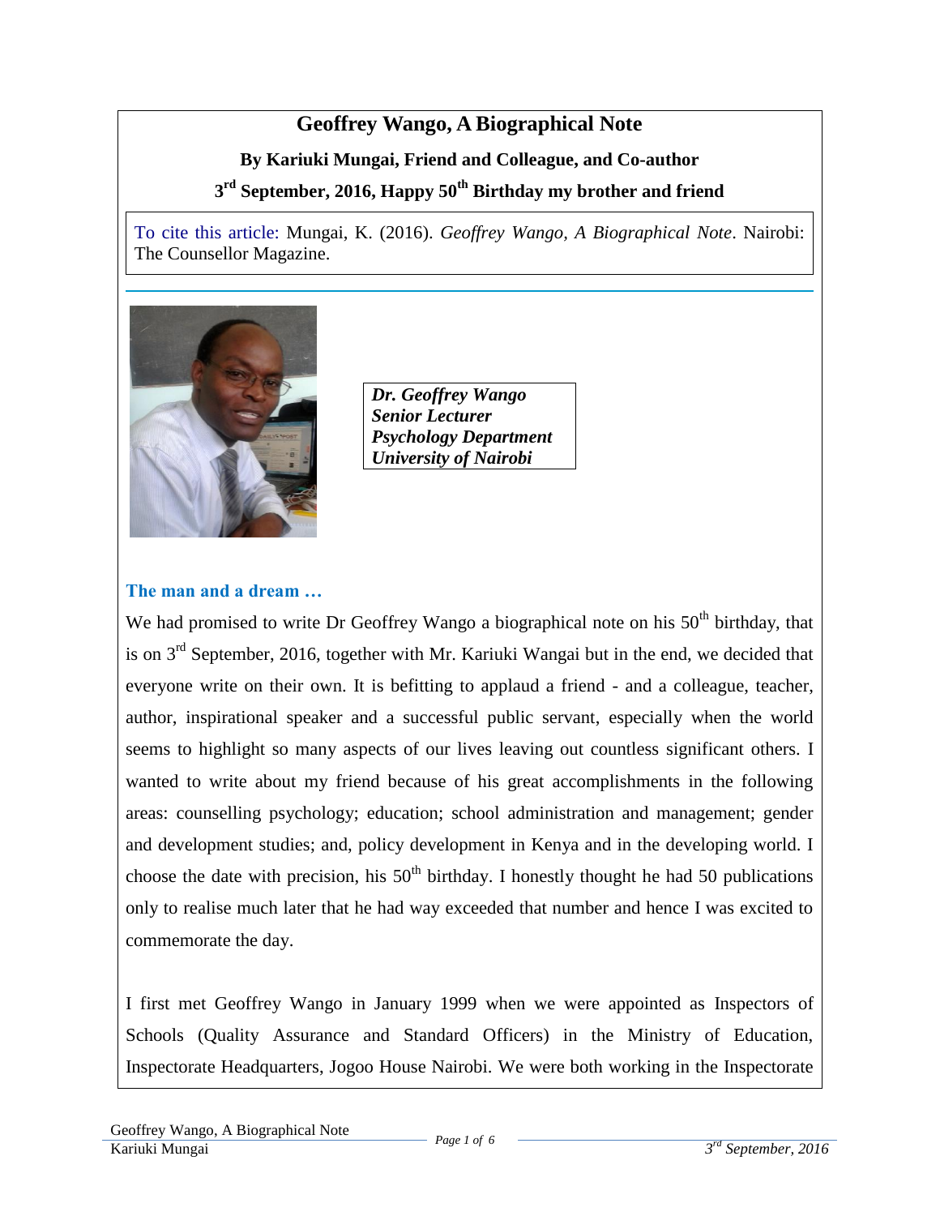# Geoffrey Wango, A Biographical Note

**By Kariuki Mungai, Friend and Colleague, and Co-author**

**3rd September, 2016, Happy 50th Birthday my brother and friend**

To cite this article: Mungai, K. (2016). *Geoffrey Wango, A Biographical Note*. Nairobi: The Counsellor Magazine.

***Dr. Geoffrey Wango***
***Senior Lecturer***
***Psychology Department***
***University of Nairobi***

## The man and a dream …

We had promised to write Dr Geoffrey Wango a biographical note on his 50th birthday, that is on 3rd September, 2016, together with Mr. Kariuki Wangai but in the end, we decided that everyone write on their own. It is befitting to applaud a friend - and a colleague, teacher, author, inspirational speaker and a successful public servant, especially when the world seems to highlight so many aspects of our lives leaving out countless significant others. I wanted to write about my friend because of his great accomplishments in the following areas: counselling psychology; education; school administration and management; gender and development studies; and, policy development in Kenya and in the developing world. I choose the date with precision, his 50th birthday. I honestly thought he had 50 publications only to realise much later that he had way exceeded that number and hence I was excited to commemorate the day.

I first met Geoffrey Wango in January 1999 when we were appointed as Inspectors of Schools (Quality Assurance and Standard Officers) in the Ministry of Education, Inspectorate Headquarters, Jogoo House Nairobi. We were both working in the Inspectorate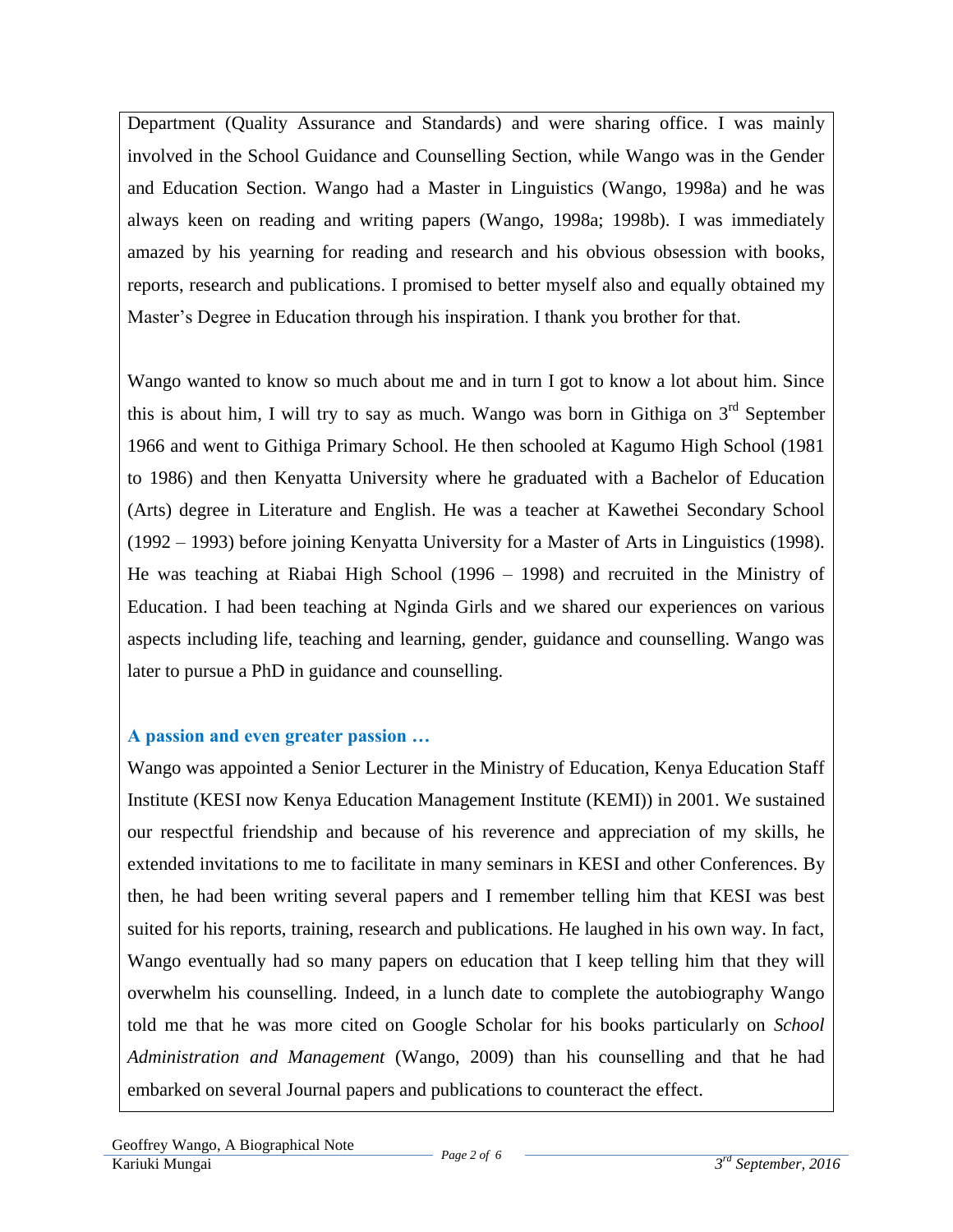Department (Quality Assurance and Standards) and were sharing office. I was mainly involved in the School Guidance and Counselling Section, while Wango was in the Gender and Education Section. Wango had a Master in Linguistics (Wango, 1998a) and he was always keen on reading and writing papers (Wango, 1998a; 1998b). I was immediately amazed by his yearning for reading and research and his obvious obsession with books, reports, research and publications. I promised to better myself also and equally obtained my Master's Degree in Education through his inspiration. I thank you brother for that.

Wango wanted to know so much about me and in turn I got to know a lot about him. Since this is about him, I will try to say as much. Wango was born in Githiga on 3rd September 1966 and went to Githiga Primary School. He then schooled at Kagumo High School (1981 to 1986) and then Kenyatta University where he graduated with a Bachelor of Education (Arts) degree in Literature and English. He was a teacher at Kawethei Secondary School (1992 – 1993) before joining Kenyatta University for a Master of Arts in Linguistics (1998). He was teaching at Riabai High School (1996 – 1998) and recruited in the Ministry of Education. I had been teaching at Nginda Girls and we shared our experiences on various aspects including life, teaching and learning, gender, guidance and counselling. Wango was later to pursue a PhD in guidance and counselling.

### A passion and even greater passion …

Wango was appointed a Senior Lecturer in the Ministry of Education, Kenya Education Staff Institute (KESI now Kenya Education Management Institute (KEMI)) in 2001. We sustained our respectful friendship and because of his reverence and appreciation of my skills, he extended invitations to me to facilitate in many seminars in KESI and other Conferences. By then, he had been writing several papers and I remember telling him that KESI was best suited for his reports, training, research and publications. He laughed in his own way. In fact, Wango eventually had so many papers on education that I keep telling him that they will overwhelm his counselling. Indeed, in a lunch date to complete the autobiography Wango told me that he was more cited on Google Scholar for his books particularly on *School Administration and Management* (Wango, 2009) than his counselling and that he had embarked on several Journal papers and publications to counteract the effect.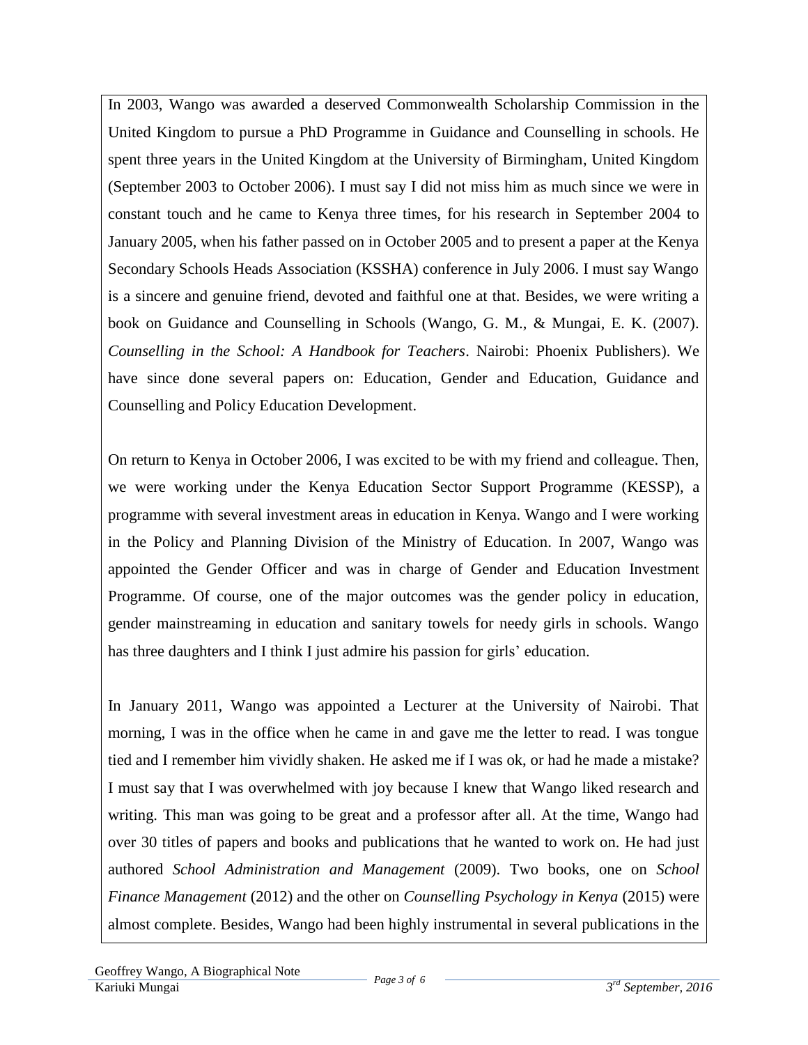In 2003, Wango was awarded a deserved Commonwealth Scholarship Commission in the United Kingdom to pursue a PhD Programme in Guidance and Counselling in schools. He spent three years in the United Kingdom at the University of Birmingham, United Kingdom (September 2003 to October 2006). I must say I did not miss him as much since we were in constant touch and he came to Kenya three times, for his research in September 2004 to January 2005, when his father passed on in October 2005 and to present a paper at the Kenya Secondary Schools Heads Association (KSSHA) conference in July 2006. I must say Wango is a sincere and genuine friend, devoted and faithful one at that. Besides, we were writing a book on Guidance and Counselling in Schools (Wango, G. M., & Mungai, E. K. (2007). *Counselling in the School: A Handbook for Teachers*. Nairobi: Phoenix Publishers). We have since done several papers on: Education, Gender and Education, Guidance and Counselling and Policy Education Development.

On return to Kenya in October 2006, I was excited to be with my friend and colleague. Then, we were working under the Kenya Education Sector Support Programme (KESSP), a programme with several investment areas in education in Kenya. Wango and I were working in the Policy and Planning Division of the Ministry of Education. In 2007, Wango was appointed the Gender Officer and was in charge of Gender and Education Investment Programme. Of course, one of the major outcomes was the gender policy in education, gender mainstreaming in education and sanitary towels for needy girls in schools. Wango has three daughters and I think I just admire his passion for girls' education.

In January 2011, Wango was appointed a Lecturer at the University of Nairobi. That morning, I was in the office when he came in and gave me the letter to read. I was tongue tied and I remember him vividly shaken. He asked me if I was ok, or had he made a mistake? I must say that I was overwhelmed with joy because I knew that Wango liked research and writing. This man was going to be great and a professor after all. At the time, Wango had over 30 titles of papers and books and publications that he wanted to work on. He had just authored *School Administration and Management* (2009). Two books, one on *School Finance Management* (2012) and the other on *Counselling Psychology in Kenya* (2015) were almost complete. Besides, Wango had been highly instrumental in several publications in the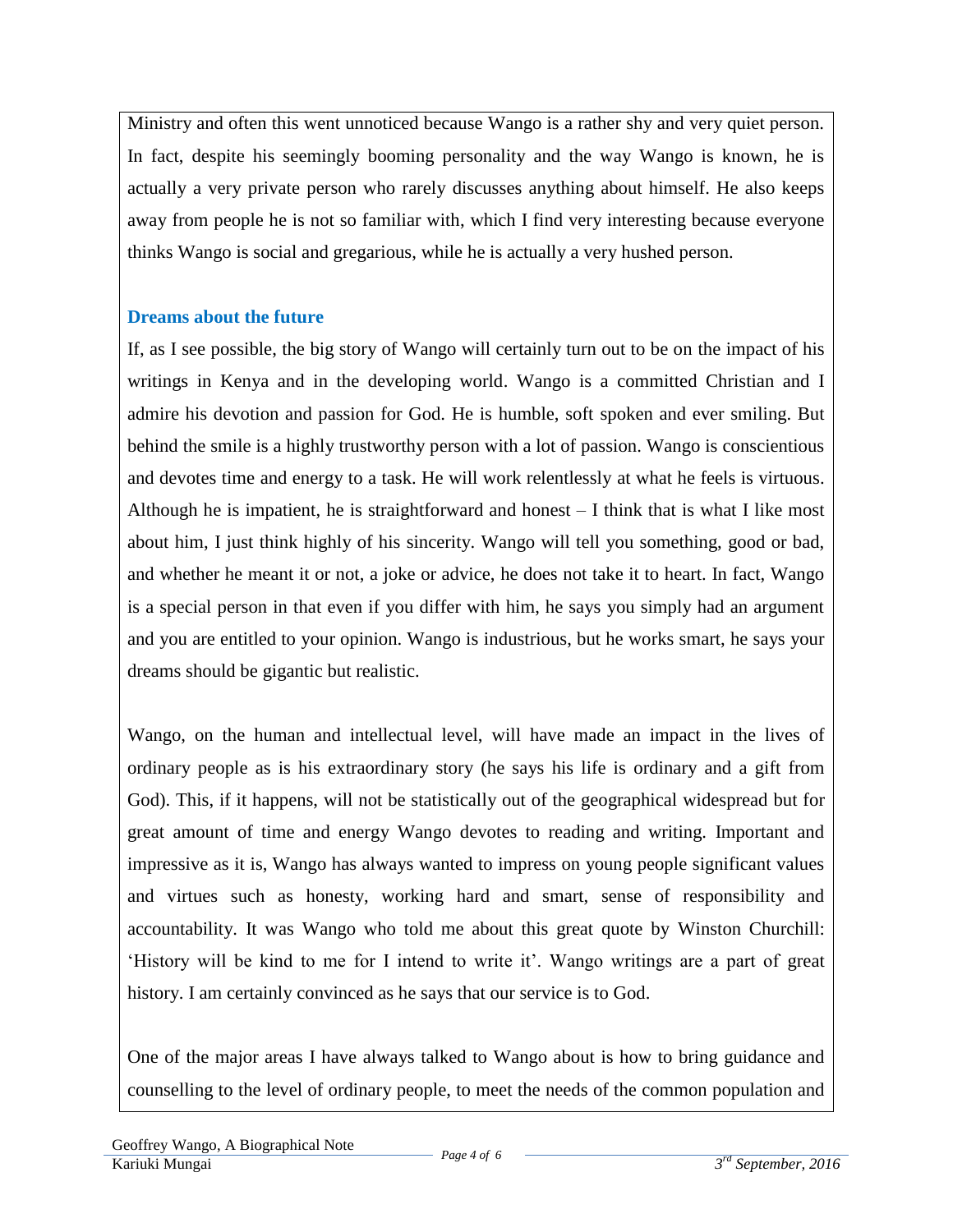Ministry and often this went unnoticed because Wango is a rather shy and very quiet person. In fact, despite his seemingly booming personality and the way Wango is known, he is actually a very private person who rarely discusses anything about himself. He also keeps away from people he is not so familiar with, which I find very interesting because everyone thinks Wango is social and gregarious, while he is actually a very hushed person.

### Dreams about the future

If, as I see possible, the big story of Wango will certainly turn out to be on the impact of his writings in Kenya and in the developing world. Wango is a committed Christian and I admire his devotion and passion for God. He is humble, soft spoken and ever smiling. But behind the smile is a highly trustworthy person with a lot of passion. Wango is conscientious and devotes time and energy to a task. He will work relentlessly at what he feels is virtuous. Although he is impatient, he is straightforward and honest – I think that is what I like most about him, I just think highly of his sincerity. Wango will tell you something, good or bad, and whether he meant it or not, a joke or advice, he does not take it to heart. In fact, Wango is a special person in that even if you differ with him, he says you simply had an argument and you are entitled to your opinion. Wango is industrious, but he works smart, he says your dreams should be gigantic but realistic.

Wango, on the human and intellectual level, will have made an impact in the lives of ordinary people as is his extraordinary story (he says his life is ordinary and a gift from God). This, if it happens, will not be statistically out of the geographical widespread but for great amount of time and energy Wango devotes to reading and writing. Important and impressive as it is, Wango has always wanted to impress on young people significant values and virtues such as honesty, working hard and smart, sense of responsibility and accountability. It was Wango who told me about this great quote by Winston Churchill: 'History will be kind to me for I intend to write it'. Wango writings are a part of great history. I am certainly convinced as he says that our service is to God.

One of the major areas I have always talked to Wango about is how to bring guidance and counselling to the level of ordinary people, to meet the needs of the common population and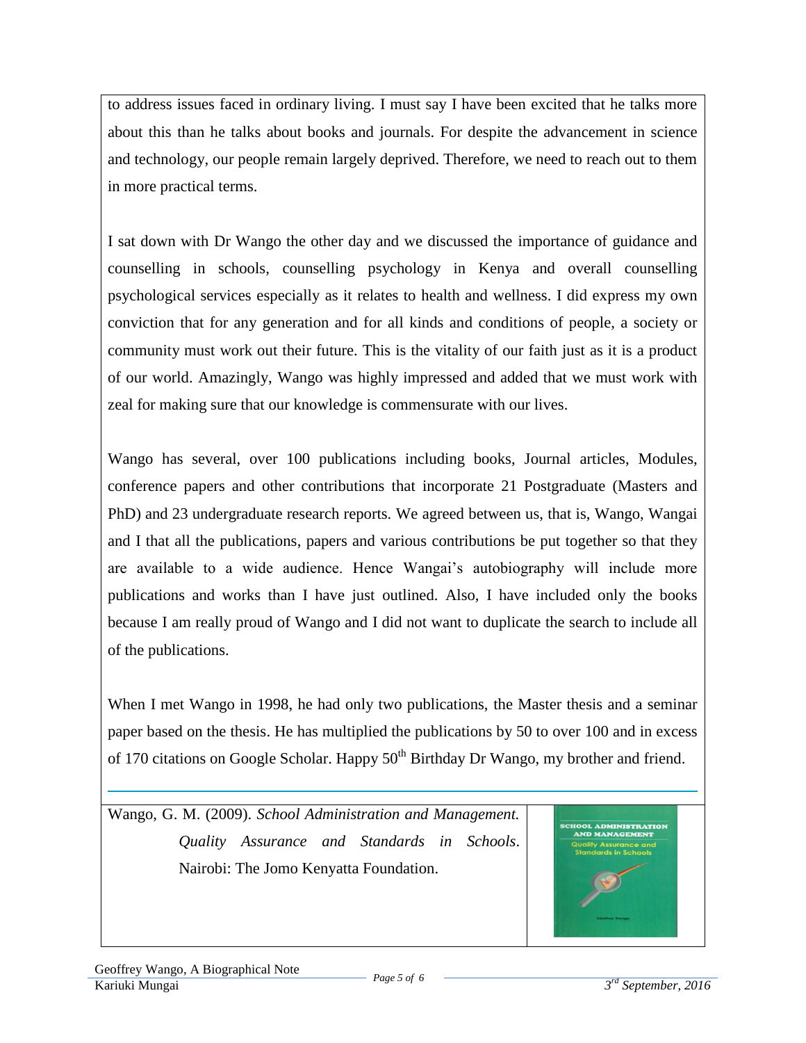to address issues faced in ordinary living. I must say I have been excited that he talks more about this than he talks about books and journals. For despite the advancement in science and technology, our people remain largely deprived. Therefore, we need to reach out to them in more practical terms.

I sat down with Dr Wango the other day and we discussed the importance of guidance and counselling in schools, counselling psychology in Kenya and overall counselling psychological services especially as it relates to health and wellness. I did express my own conviction that for any generation and for all kinds and conditions of people, a society or community must work out their future. This is the vitality of our faith just as it is a product of our world. Amazingly, Wango was highly impressed and added that we must work with zeal for making sure that our knowledge is commensurate with our lives.

Wango has several, over 100 publications including books, Journal articles, Modules, conference papers and other contributions that incorporate 21 Postgraduate (Masters and PhD) and 23 undergraduate research reports. We agreed between us, that is, Wango, Wangai and I that all the publications, papers and various contributions be put together so that they are available to a wide audience. Hence Wangai's autobiography will include more publications and works than I have just outlined. Also, I have included only the books because I am really proud of Wango and I did not want to duplicate the search to include all of the publications.

When I met Wango in 1998, he had only two publications, the Master thesis and a seminar paper based on the thesis. He has multiplied the publications by 50 to over 100 and in excess of 170 citations on Google Scholar. Happy 50th Birthday Dr Wango, my brother and friend.

---

Wango, G. M. (2009). *School Administration and Management. Quality Assurance and Standards in Schools*. Nairobi: The Jomo Kenyatta Foundation.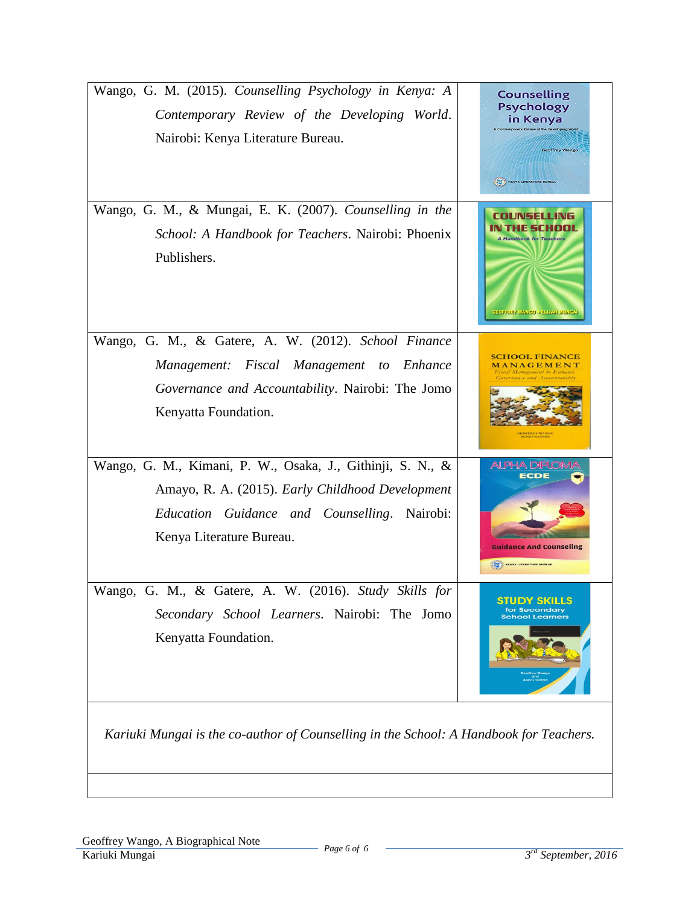| | |
|---|---|
| Wango, G. M. (2015). *Counselling Psychology in Kenya: A Contemporary Review of the Developing World*. Nairobi: Kenya Literature Bureau. | |
| Wango, G. M., & Mungai, E. K. (2007). *Counselling in the School: A Handbook for Teachers*. Nairobi: Phoenix Publishers. | |
| Wango, G. M., & Gatere, A. W. (2012). *School Finance Management: Fiscal Management to Enhance Governance and Accountability*. Nairobi: The Jomo Kenyatta Foundation. | |
| Wango, G. M., Kimani, P. W., Osaka, J., Githinji, S. N., & Amayo, R. A. (2015). *Early Childhood Development Education Guidance and Counselling*. Nairobi: Kenya Literature Bureau. | |
| Wango, G. M., & Gatere, A. W. (2016). *Study Skills for Secondary School Learners*. Nairobi: The Jomo Kenyatta Foundation. | |

*Kariuki Mungai is the co-author of Counselling in the School: A Handbook for Teachers.*